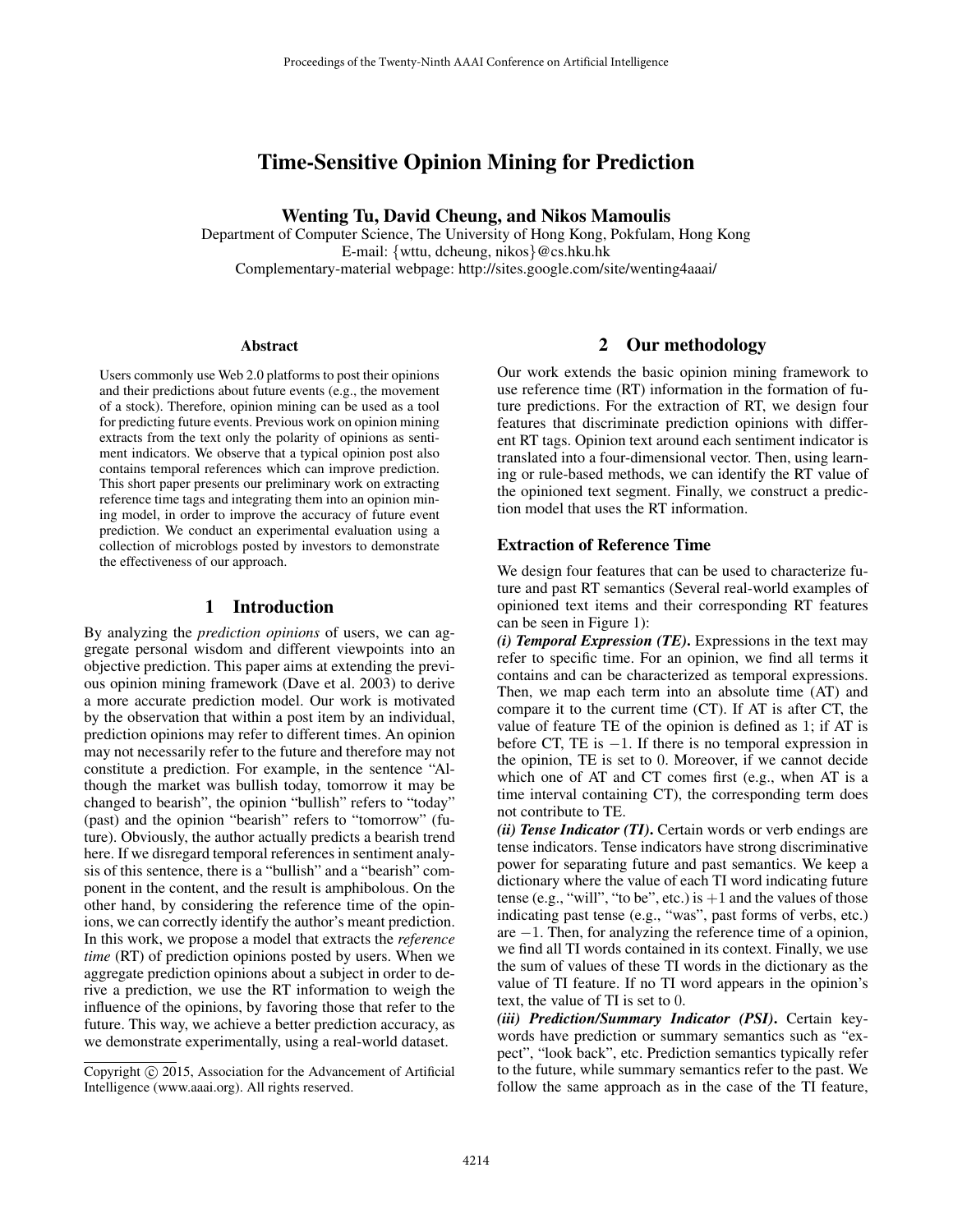# Time-Sensitive Opinion Mining for Prediction

**Wenting Tu, David Cheung, and Nikos Mamoulis**
Department of Computer Science, The University of Hong Kong, Pokfulam, Hong Kong
E-mail: {wttu, dcheung, nikos}@cs.hku.hk
Complementary-material webpage: http://sites.google.com/site/wenting4aaai/

### Abstract

Users commonly use Web 2.0 platforms to post their opinions and their predictions about future events (e.g., the movement of a stock). Therefore, opinion mining can be used as a tool for predicting future events. Previous work on opinion mining extracts from the text only the polarity of opinions as sentiment indicators. We observe that a typical opinion post also contains temporal references which can improve prediction. This short paper presents our preliminary work on extracting reference time tags and integrating them into an opinion mining model, in order to improve the accuracy of future event prediction. We conduct an experimental evaluation using a collection of microblogs posted by investors to demonstrate the effectiveness of our approach.

## 1 Introduction

By analyzing the *prediction opinions* of users, we can aggregate personal wisdom and different viewpoints into an objective prediction. This paper aims at extending the previous opinion mining framework (Dave et al. 2003) to derive a more accurate prediction model. Our work is motivated by the observation that within a post item by an individual, prediction opinions may refer to different times. An opinion may not necessarily refer to the future and therefore may not constitute a prediction. For example, in the sentence "Although the market was bullish today, tomorrow it may be changed to bearish", the opinion "bullish" refers to "today" (past) and the opinion "bearish" refers to "tomorrow" (future). Obviously, the author actually predicts a bearish trend here. If we disregard temporal references in sentiment analysis of this sentence, there is a "bullish" and a "bearish" component in the content, and the result is amphibolous. On the other hand, by considering the reference time of the opinions, we can correctly identify the author's meant prediction. In this work, we propose a model that extracts the *reference time* (RT) of prediction opinions posted by users. When we aggregate prediction opinions about a subject in order to derive a prediction, we use the RT information to weigh the influence of the opinions, by favoring those that refer to the future. This way, we achieve a better prediction accuracy, as we demonstrate experimentally, using a real-world dataset.

Copyright © 2015, Association for the Advancement of Artificial Intelligence (www.aaai.org). All rights reserved.

## 2 Our methodology

Our work extends the basic opinion mining framework to use reference time (RT) information in the formation of future predictions. For the extraction of RT, we design four features that discriminate prediction opinions with different RT tags. Opinion text around each sentiment indicator is translated into a four-dimensional vector. Then, using learning or rule-based methods, we can identify the RT value of the opinioned text segment. Finally, we construct a prediction model that uses the RT information.

### Extraction of Reference Time

We design four features that can be used to characterize future and past RT semantics (Several real-world examples of opinioned text items and their corresponding RT features can be seen in Figure 1):

***(i) Temporal Expression (TE).*** Expressions in the text may refer to specific time. For an opinion, we find all terms it contains and can be characterized as temporal expressions. Then, we map each term into an absolute time (AT) and compare it to the current time (CT). If AT is after CT, the value of feature TE of the opinion is defined as 1; if AT is before CT, TE is $-1$. If there is no temporal expression in the opinion, TE is set to 0. Moreover, if we cannot decide which one of AT and CT comes first (e.g., when AT is a time interval containing CT), the corresponding term does not contribute to TE.

***(ii) Tense Indicator (TI).*** Certain words or verb endings are tense indicators. Tense indicators have strong discriminative power for separating future and past semantics. We keep a dictionary where the value of each TI word indicating future tense (e.g., "will", "to be", etc.) is $+1$ and the values of those indicating past tense (e.g., "was", past forms of verbs, etc.) are $-1$. Then, for analyzing the reference time of a opinion, we find all TI words contained in its context. Finally, we use the sum of values of these TI words in the dictionary as the value of TI feature. If no TI word appears in the opinion's text, the value of TI is set to 0.

***(iii) Prediction/Summary Indicator (PSI).*** Certain keywords have prediction or summary semantics such as "expect", "look back", etc. Prediction semantics typically refer to the future, while summary semantics refer to the past. We follow the same approach as in the case of the TI feature,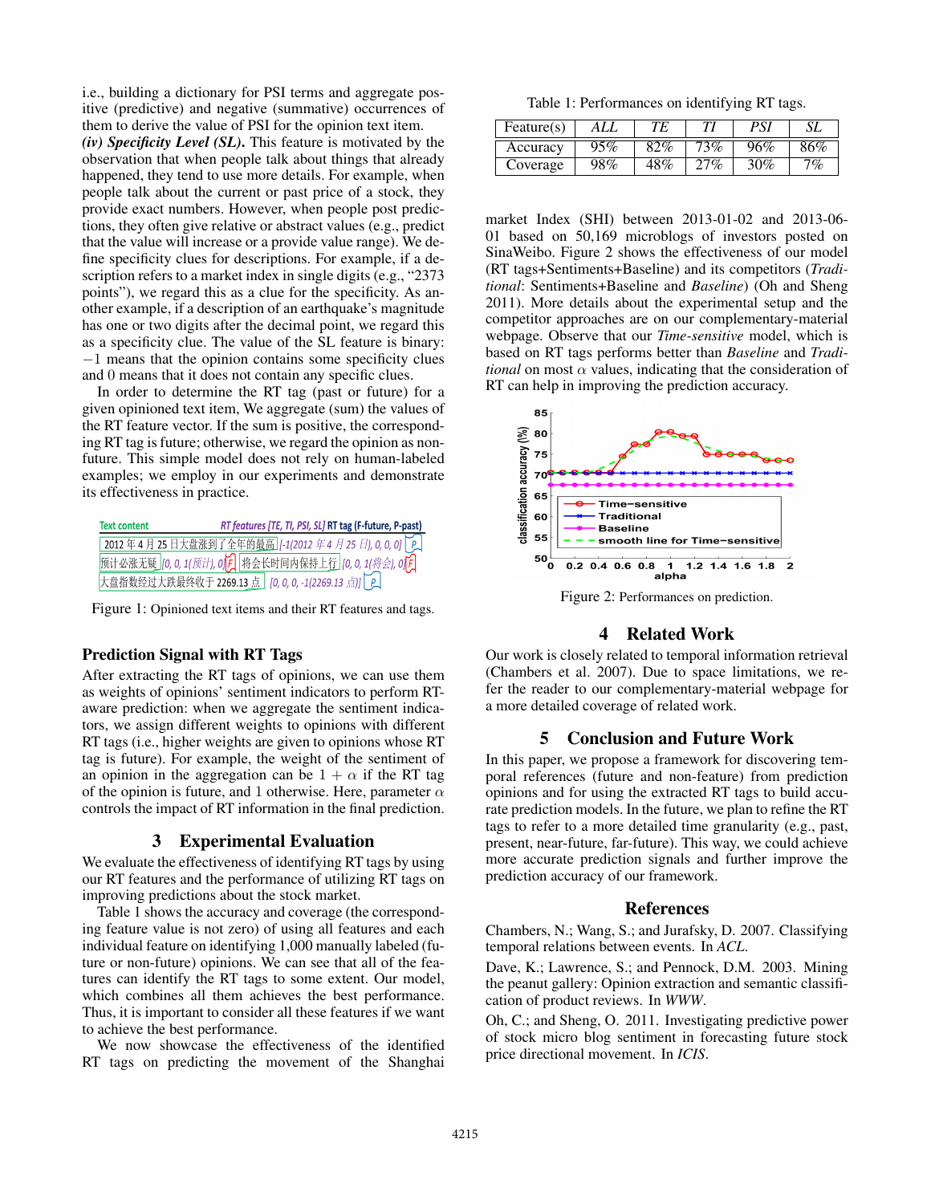i.e., building a dictionary for PSI terms and aggregate positive (predictive) and negative (summative) occurrences of them to derive the value of PSI for the opinion text item.

***(iv) Specificity Level (SL).*** This feature is motivated by the observation that when people talk about things that already happened, they tend to use more details. For example, when people talk about the current or past price of a stock, they provide exact numbers. However, when people post predictions, they often give relative or abstract values (e.g., predict that the value will increase or a provide value range). We define specificity clues for descriptions. For example, if a description refers to a market index in single digits (e.g., "2373 points"), we regard this as a clue for the specificity. As another example, if a description of an earthquake's magnitude has one or two digits after the decimal point, we regard this as a specificity clue. The value of the SL feature is binary: $-1$ means that the opinion contains some specificity clues and 0 means that it does not contain any specific clues.

In order to determine the RT tag (past or future) for a given opinioned text item, We aggregate (sum) the values of the RT feature vector. If the sum is positive, the corresponding RT tag is future; otherwise, we regard the opinion as non-future. This simple model does not rely on human-labeled examples; we employ in our experiments and demonstrate its effectiveness in practice.

| Text content | RT features [TE, TI, PSI, SL] | RT tag (F-future, P-past) |
|---|---|---|
| 2012 年 4 月 25 日大盘涨到了全年的最高 | [-1(2012 年 4 月 25 日), 0, 0, 0] | P |
| 预计必涨无疑 | [0, 0, 1(预计), 0] | F |
| 将会长时间内保持上行 | [0, 0, 1(将会), 0] | F |
| 大盘指数经过大跌最终收于 2269.13 点 | [0, 0, 0, -1(2269.13 点)] | P |

Figure 1: Opinioned text items and their RT features and tags.

### Prediction Signal with RT Tags

After extracting the RT tags of opinions, we can use them as weights of opinions' sentiment indicators to perform RT-aware prediction: when we aggregate the sentiment indicators, we assign different weights to opinions with different RT tags (i.e., higher weights are given to opinions whose RT tag is future). For example, the weight of the sentiment of an opinion in the aggregation can be $1 + \alpha$ if the RT tag of the opinion is future, and 1 otherwise. Here, parameter $\alpha$ controls the impact of RT information in the final prediction.

## 3 Experimental Evaluation

We evaluate the effectiveness of identifying RT tags by using our RT features and the performance of utilizing RT tags on improving predictions about the stock market.

Table 1 shows the accuracy and coverage (the corresponding feature value is not zero) of using all features and each individual feature on identifying 1,000 manually labeled (future or non-future) opinions. We can see that all of the features can identify the RT tags to some extent. Our model, which combines all them achieves the best performance. Thus, it is important to consider all these features if we want to achieve the best performance.

We now showcase the effectiveness of the identified RT tags on predicting the movement of the Shanghai market Index (SHI) between 2013-01-02 and 2013-06-01 based on 50,169 microblogs of investors posted on SinaWeibo. Figure 2 shows the effectiveness of our model (RT tags+Sentiments+Baseline) and its competitors (*Traditional*: Sentiments+Baseline and *Baseline*) (Oh and Sheng 2011). More details about the experimental setup and the competitor approaches are on our complementary-material webpage. Observe that our *Time-sensitive* model, which is based on RT tags performs better than *Baseline* and *Traditional* on most $\alpha$ values, indicating that the consideration of RT can help in improving the prediction accuracy.

Table 1: Performances on identifying RT tags.

| Feature(s) | *ALL* | *TE* | *TI* | *PSI* | *SL* |
|---|---|---|---|---|---|
| Accuracy | 95% | 82% | 73% | 96% | 86% |
| Coverage | 98% | 48% | 27% | 30% | 7% |

classification accuracy (%)
85
80
75
70
65
60
55
50
0 0.2 0.4 0.6 0.8 1 1.2 1.4 1.6 1.8 2
alpha
Time−sensitive
Traditional
Baseline
smooth line for Time−sensitive

Figure 2: Performances on prediction.

## 4 Related Work

Our work is closely related to temporal information retrieval (Chambers et al. 2007). Due to space limitations, we refer the reader to our complementary-material webpage for a more detailed coverage of related work.

## 5 Conclusion and Future Work

In this paper, we propose a framework for discovering temporal references (future and non-feature) from prediction opinions and for using the extracted RT tags to build accurate prediction models. In the future, we plan to refine the RT tags to refer to a more detailed time granularity (e.g., past, present, near-future, far-future). This way, we could achieve more accurate prediction signals and further improve the prediction accuracy of our framework.

## References

Chambers, N.; Wang, S.; and Jurafsky, D. 2007. Classifying temporal relations between events. In *ACL*.

Dave, K.; Lawrence, S.; and Pennock, D.M. 2003. Mining the peanut gallery: Opinion extraction and semantic classification of product reviews. In *WWW*.

Oh, C.; and Sheng, O. 2011. Investigating predictive power of stock micro blog sentiment in forecasting future stock price directional movement. In *ICIS*.